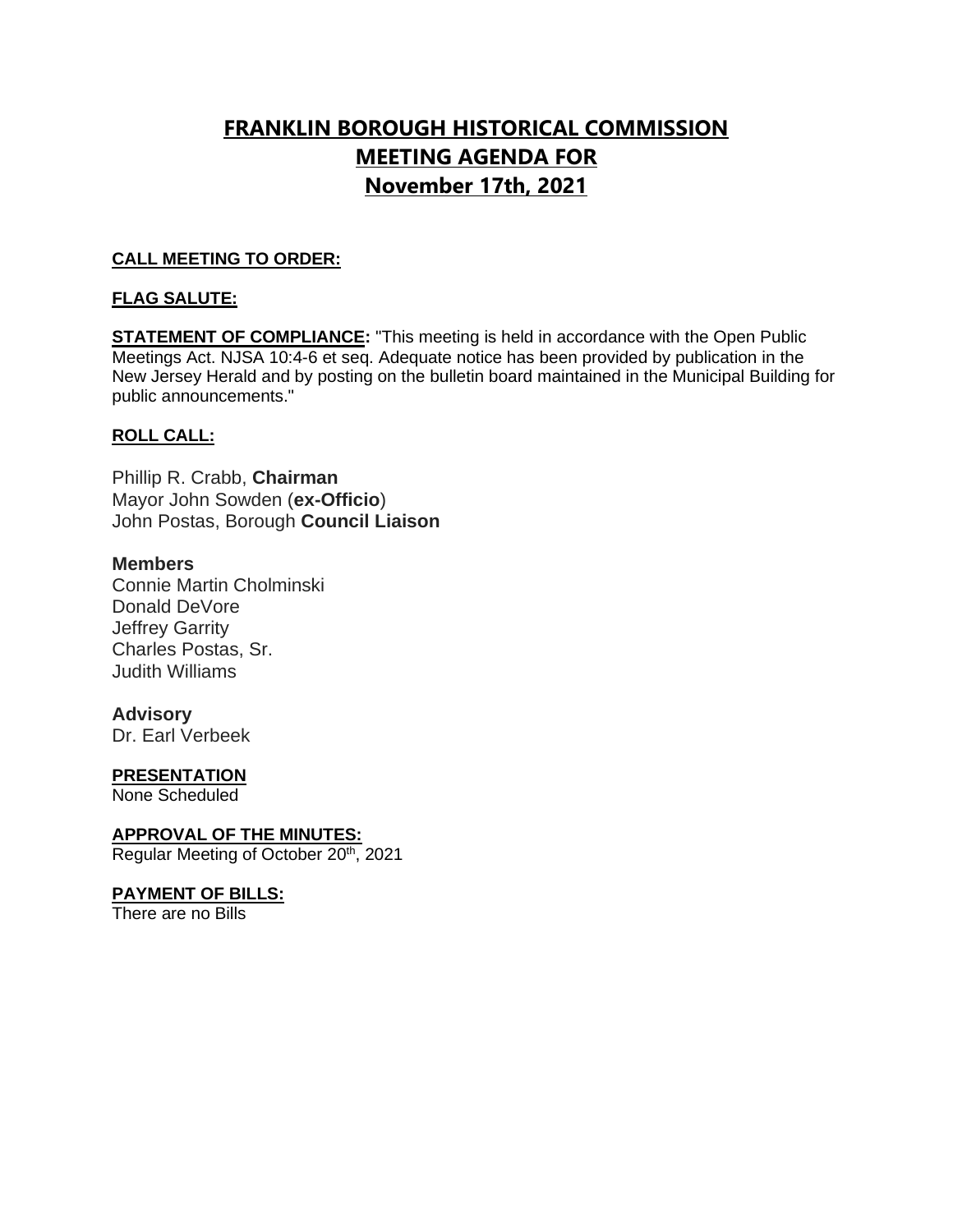# FRANKLIN BOROUGH HISTORICAL COMMISSION
# MEETING AGENDA FOR
# November 17th, 2021

**CALL MEETING TO ORDER:**

**FLAG SALUTE:**

**STATEMENT OF COMPLIANCE:** "This meeting is held in accordance with the Open Public Meetings Act. NJSA 10:4-6 et seq. Adequate notice has been provided by publication in the New Jersey Herald and by posting on the bulletin board maintained in the Municipal Building for public announcements."

**ROLL CALL:**

Phillip R. Crabb, **Chairman**
Mayor John Sowden (**ex-Officio**)
John Postas, Borough **Council Liaison**

**Members**
Connie Martin Cholminski
Donald DeVore
Jeffrey Garrity
Charles Postas, Sr.
Judith Williams

**Advisory**
Dr. Earl Verbeek

**PRESENTATION**
None Scheduled

**APPROVAL OF THE MINUTES:**
Regular Meeting of October 20th, 2021

**PAYMENT OF BILLS:**
There are no Bills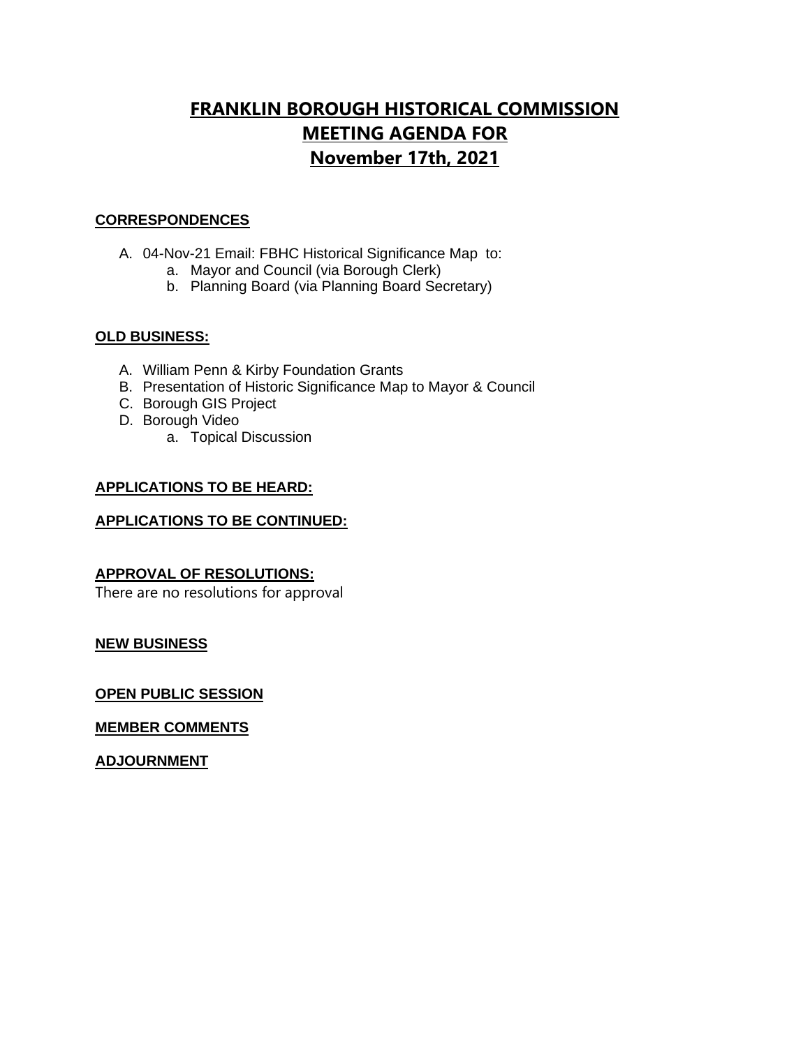# FRANKLIN BOROUGH HISTORICAL COMMISSION
# MEETING AGENDA FOR
# November 17th, 2021

## CORRESPONDENCES

A. 04-Nov-21 Email: FBHC Historical Significance Map to:
   a. Mayor and Council (via Borough Clerk)
   b. Planning Board (via Planning Board Secretary)

## OLD BUSINESS:

A. William Penn & Kirby Foundation Grants
B. Presentation of Historic Significance Map to Mayor & Council
C. Borough GIS Project
D. Borough Video
   a. Topical Discussion

## APPLICATIONS TO BE HEARD:

## APPLICATIONS TO BE CONTINUED:

## APPROVAL OF RESOLUTIONS:

There are no resolutions for approval

## NEW BUSINESS

## OPEN PUBLIC SESSION

## MEMBER COMMENTS

## ADJOURNMENT